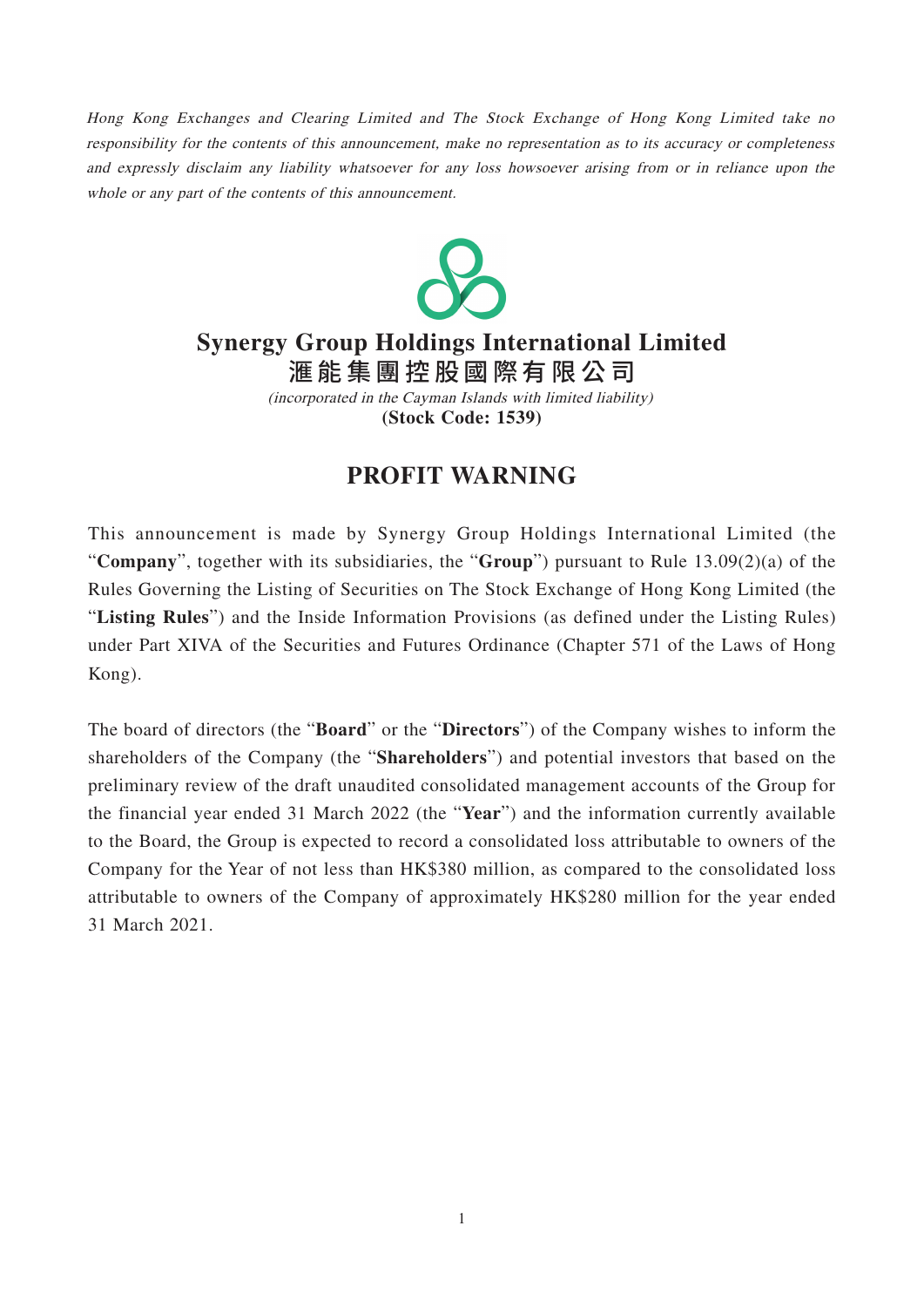*Hong Kong Exchanges and Clearing Limited and The Stock Exchange of Hong Kong Limited take no responsibility for the contents of this announcement, make no representation as to its accuracy or completeness and expressly disclaim any liability whatsoever for any loss howsoever arising from or in reliance upon the whole or any part of the contents of this announcement.*

# Synergy Group Holdings International Limited
# 滙能集團控股國際有限公司

*(incorporated in the Cayman Islands with limited liability)*

**(Stock Code: 1539)**

## PROFIT WARNING

This announcement is made by Synergy Group Holdings International Limited (the "**Company**", together with its subsidiaries, the "**Group**") pursuant to Rule 13.09(2)(a) of the Rules Governing the Listing of Securities on The Stock Exchange of Hong Kong Limited (the "**Listing Rules**") and the Inside Information Provisions (as defined under the Listing Rules) under Part XIVA of the Securities and Futures Ordinance (Chapter 571 of the Laws of Hong Kong).

The board of directors (the "**Board**" or the "**Directors**") of the Company wishes to inform the shareholders of the Company (the "**Shareholders**") and potential investors that based on the preliminary review of the draft unaudited consolidated management accounts of the Group for the financial year ended 31 March 2022 (the "**Year**") and the information currently available to the Board, the Group is expected to record a consolidated loss attributable to owners of the Company for the Year of not less than HK$380 million, as compared to the consolidated loss attributable to owners of the Company of approximately HK$280 million for the year ended 31 March 2021.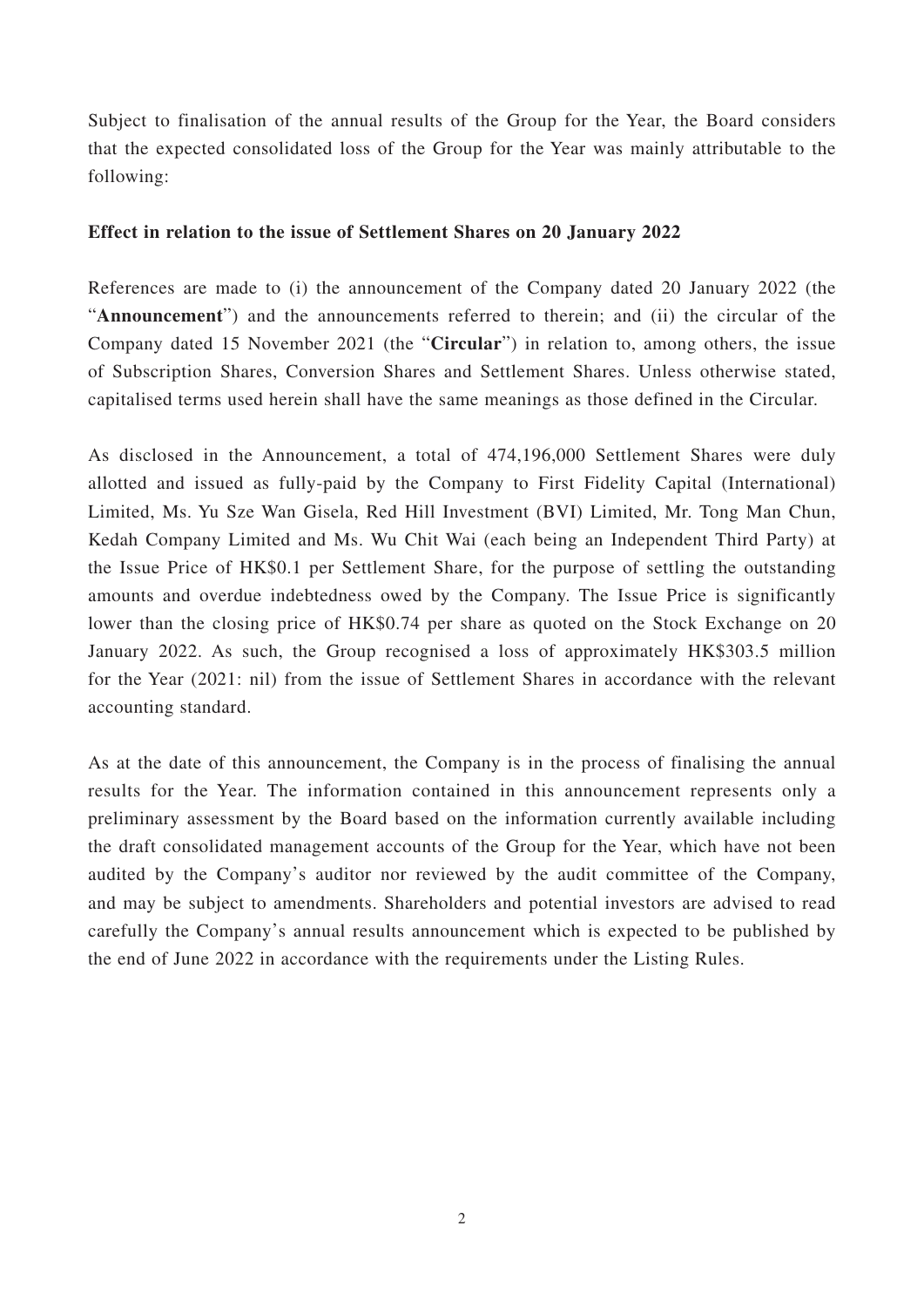Subject to finalisation of the annual results of the Group for the Year, the Board considers that the expected consolidated loss of the Group for the Year was mainly attributable to the following:

**Effect in relation to the issue of Settlement Shares on 20 January 2022**

References are made to (i) the announcement of the Company dated 20 January 2022 (the "**Announcement**") and the announcements referred to therein; and (ii) the circular of the Company dated 15 November 2021 (the "**Circular**") in relation to, among others, the issue of Subscription Shares, Conversion Shares and Settlement Shares. Unless otherwise stated, capitalised terms used herein shall have the same meanings as those defined in the Circular.

As disclosed in the Announcement, a total of 474,196,000 Settlement Shares were duly allotted and issued as fully-paid by the Company to First Fidelity Capital (International) Limited, Ms. Yu Sze Wan Gisela, Red Hill Investment (BVI) Limited, Mr. Tong Man Chun, Kedah Company Limited and Ms. Wu Chit Wai (each being an Independent Third Party) at the Issue Price of HK$0.1 per Settlement Share, for the purpose of settling the outstanding amounts and overdue indebtedness owed by the Company. The Issue Price is significantly lower than the closing price of HK$0.74 per share as quoted on the Stock Exchange on 20 January 2022. As such, the Group recognised a loss of approximately HK$303.5 million for the Year (2021: nil) from the issue of Settlement Shares in accordance with the relevant accounting standard.

As at the date of this announcement, the Company is in the process of finalising the annual results for the Year. The information contained in this announcement represents only a preliminary assessment by the Board based on the information currently available including the draft consolidated management accounts of the Group for the Year, which have not been audited by the Company's auditor nor reviewed by the audit committee of the Company, and may be subject to amendments. Shareholders and potential investors are advised to read carefully the Company's annual results announcement which is expected to be published by the end of June 2022 in accordance with the requirements under the Listing Rules.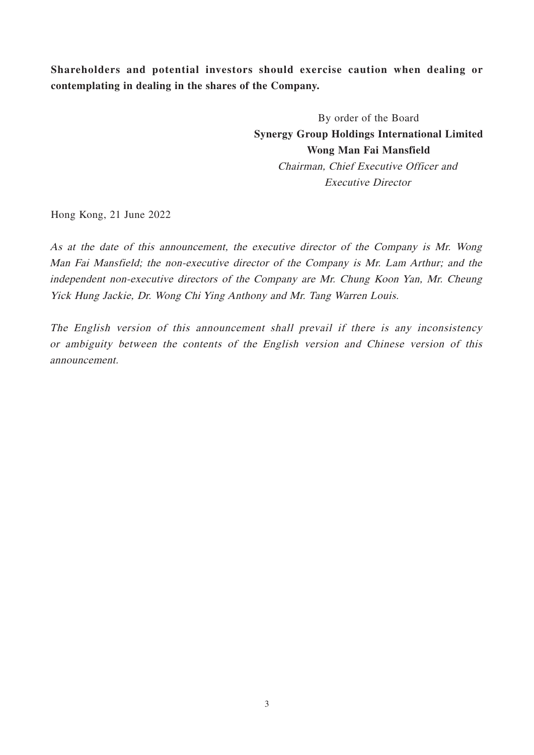**Shareholders and potential investors should exercise caution when dealing or contemplating in dealing in the shares of the Company.**

By order of the Board
**Synergy Group Holdings International Limited**
**Wong Man Fai Mansfield**
*Chairman, Chief Executive Officer and*
*Executive Director*

Hong Kong, 21 June 2022

*As at the date of this announcement, the executive director of the Company is Mr. Wong Man Fai Mansfield; the non-executive director of the Company is Mr. Lam Arthur; and the independent non-executive directors of the Company are Mr. Chung Koon Yan, Mr. Cheung Yick Hung Jackie, Dr. Wong Chi Ying Anthony and Mr. Tang Warren Louis.*

*The English version of this announcement shall prevail if there is any inconsistency or ambiguity between the contents of the English version and Chinese version of this announcement.*